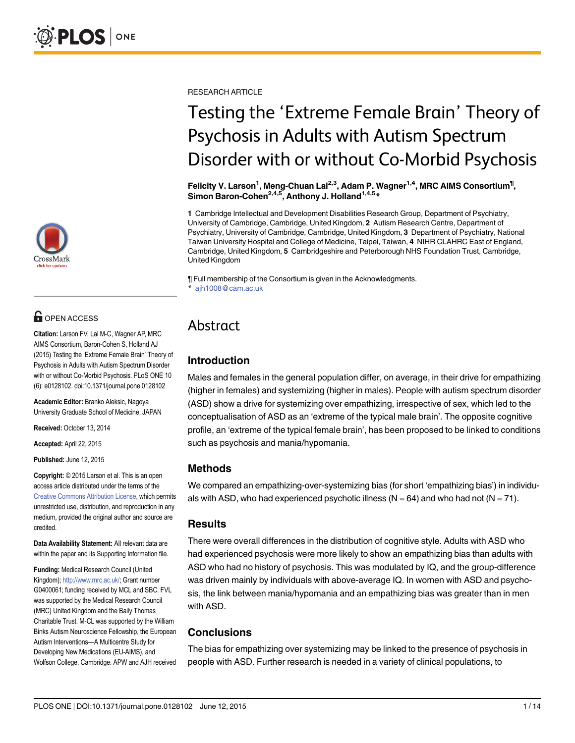RESEARCH ARTICLE

# Testing the 'Extreme Female Brain' Theory of Psychosis in Adults with Autism Spectrum Disorder with or without Co-Morbid Psychosis

**Felicity V. Larson[1], Meng-Chuan Lai[2,3], Adam P. Wagner[1,4], MRC AIMS Consortium[¶], Simon Baron-Cohen[2,4,5], Anthony J. Holland[1,4,5]***

**1** Cambridge Intellectual and Development Disabilities Research Group, Department of Psychiatry, University of Cambridge, Cambridge, United Kingdom, **2** Autism Research Centre, Department of Psychiatry, University of Cambridge, Cambridge, United Kingdom, **3** Department of Psychiatry, National Taiwan University Hospital and College of Medicine, Taipei, Taiwan, **4** NIHR CLAHRC East of England, Cambridge, United Kingdom, **5** Cambridgeshire and Peterborough NHS Foundation Trust, Cambridge, United Kingdom

¶ Full membership of the Consortium is given in the Acknowledgments.
* ajh1008@cam.ac.uk

OPEN ACCESS

**Citation:** Larson FV, Lai M-C, Wagner AP, MRC AIMS Consortium, Baron-Cohen S, Holland AJ (2015) Testing the 'Extreme Female Brain' Theory of Psychosis in Adults with Autism Spectrum Disorder with or without Co-Morbid Psychosis. PLoS ONE 10 (6): e0128102. doi:10.1371/journal.pone.0128102

**Academic Editor:** Branko Aleksic, Nagoya University Graduate School of Medicine, JAPAN

**Received:** October 13, 2014

**Accepted:** April 22, 2015

**Published:** June 12, 2015

**Copyright:** © 2015 Larson et al. This is an open access article distributed under the terms of the Creative Commons Attribution License, which permits unrestricted use, distribution, and reproduction in any medium, provided the original author and source are credited.

**Data Availability Statement:** All relevant data are within the paper and its Supporting Information file.

**Funding:** Medical Research Council (United Kingdom); http://www.mrc.ac.uk/; Grant number G0400061; funding received by MCL and SBC. FVL was supported by the Medical Research Council (MRC) United Kingdom and the Baily Thomas Charitable Trust. M-CL was supported by the William Binks Autism Neuroscience Fellowship, the European Autism Interventions—A Multicentre Study for Developing New Medications (EU-AIMS), and Wolfson College, Cambridge. APW and AJH received

## Abstract

### Introduction

Males and females in the general population differ, on average, in their drive for empathizing (higher in females) and systemizing (higher in males). People with autism spectrum disorder (ASD) show a drive for systemizing over empathizing, irrespective of sex, which led to the conceptualisation of ASD as an 'extreme of the typical male brain'. The opposite cognitive profile, an 'extreme of the typical female brain', has been proposed to be linked to conditions such as psychosis and mania/hypomania.

### Methods

We compared an empathizing-over-systemizing bias (for short 'empathizing bias') in individuals with ASD, who had experienced psychotic illness (N = 64) and who had not (N = 71).

### Results

There were overall differences in the distribution of cognitive style. Adults with ASD who had experienced psychosis were more likely to show an empathizing bias than adults with ASD who had no history of psychosis. This was modulated by IQ, and the group-difference was driven mainly by individuals with above-average IQ. In women with ASD and psychosis, the link between mania/hypomania and an empathizing bias was greater than in men with ASD.

### Conclusions

The bias for empathizing over systemizing may be linked to the presence of psychosis in people with ASD. Further research is needed in a variety of clinical populations, to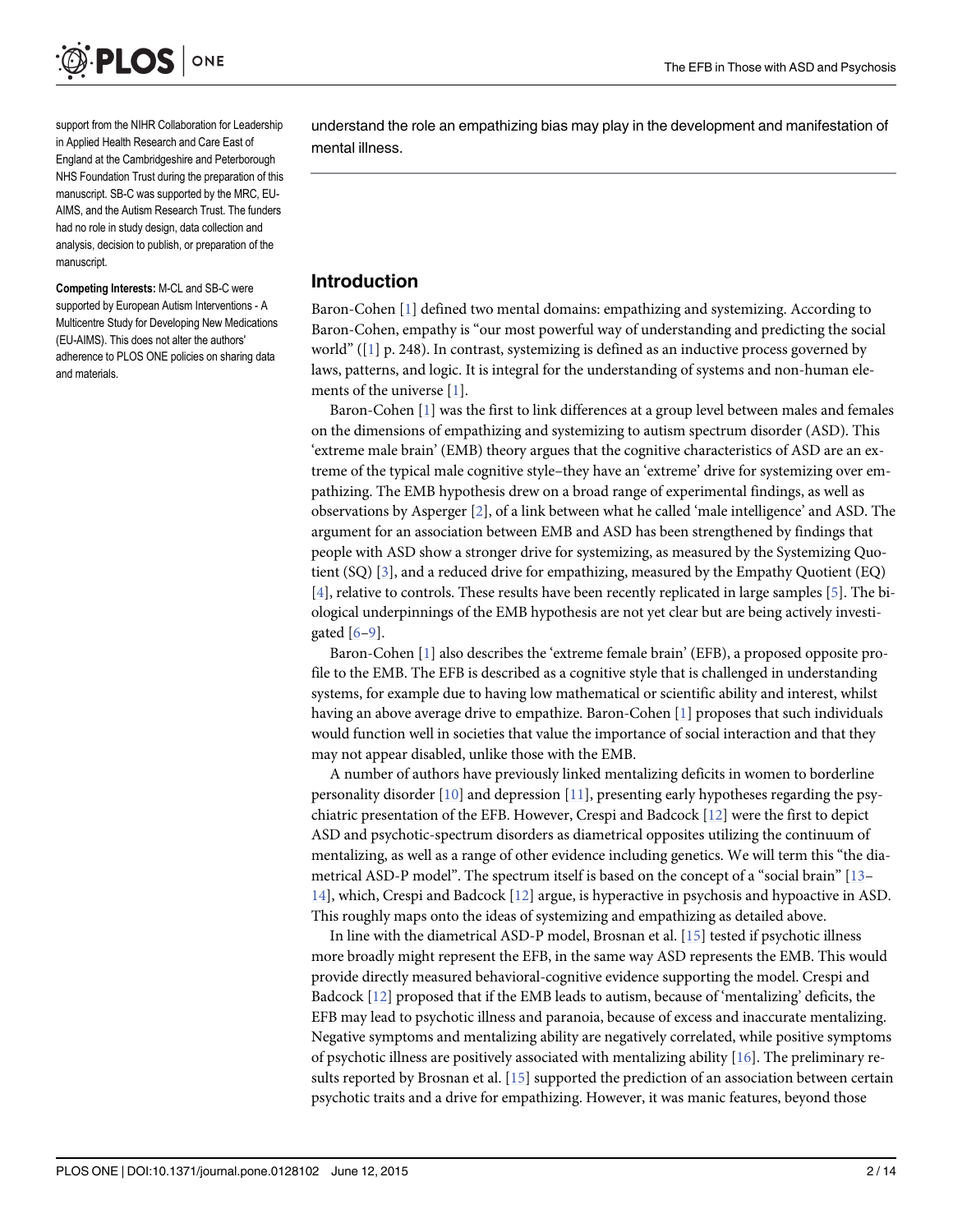support from the NIHR Collaboration for Leadership in Applied Health Research and Care East of England at the Cambridgeshire and Peterborough NHS Foundation Trust during the preparation of this manuscript. SB-C was supported by the MRC, EU-AIMS, and the Autism Research Trust. The funders had no role in study design, data collection and analysis, decision to publish, or preparation of the manuscript.

**Competing Interests:** M-CL and SB-C were supported by European Autism Interventions - A Multicentre Study for Developing New Medications (EU-AIMS). This does not alter the authors' adherence to PLOS ONE policies on sharing data and materials.

understand the role an empathizing bias may play in the development and manifestation of mental illness.

## Introduction

Baron-Cohen [1] defined two mental domains: empathizing and systemizing. According to Baron-Cohen, empathy is "our most powerful way of understanding and predicting the social world" ([1] p. 248). In contrast, systemizing is defined as an inductive process governed by laws, patterns, and logic. It is integral for the understanding of systems and non-human elements of the universe [1].

Baron-Cohen [1] was the first to link differences at a group level between males and females on the dimensions of empathizing and systemizing to autism spectrum disorder (ASD). This 'extreme male brain' (EMB) theory argues that the cognitive characteristics of ASD are an extreme of the typical male cognitive style–they have an 'extreme' drive for systemizing over empathizing. The EMB hypothesis drew on a broad range of experimental findings, as well as observations by Asperger [2], of a link between what he called 'male intelligence' and ASD. The argument for an association between EMB and ASD has been strengthened by findings that people with ASD show a stronger drive for systemizing, as measured by the Systemizing Quotient (SQ) [3], and a reduced drive for empathizing, measured by the Empathy Quotient (EQ) [4], relative to controls. These results have been recently replicated in large samples [5]. The biological underpinnings of the EMB hypothesis are not yet clear but are being actively investigated [6–9].

Baron-Cohen [1] also describes the 'extreme female brain' (EFB), a proposed opposite profile to the EMB. The EFB is described as a cognitive style that is challenged in understanding systems, for example due to having low mathematical or scientific ability and interest, whilst having an above average drive to empathize. Baron-Cohen [1] proposes that such individuals would function well in societies that value the importance of social interaction and that they may not appear disabled, unlike those with the EMB.

A number of authors have previously linked mentalizing deficits in women to borderline personality disorder [10] and depression [11], presenting early hypotheses regarding the psychiatric presentation of the EFB. However, Crespi and Badcock [12] were the first to depict ASD and psychotic-spectrum disorders as diametrical opposites utilizing the continuum of mentalizing, as well as a range of other evidence including genetics. We will term this "the diametrical ASD-P model". The spectrum itself is based on the concept of a "social brain" [13–14], which, Crespi and Badcock [12] argue, is hyperactive in psychosis and hypoactive in ASD. This roughly maps onto the ideas of systemizing and empathizing as detailed above.

In line with the diametrical ASD-P model, Brosnan et al. [15] tested if psychotic illness more broadly might represent the EFB, in the same way ASD represents the EMB. This would provide directly measured behavioral-cognitive evidence supporting the model. Crespi and Badcock [12] proposed that if the EMB leads to autism, because of 'mentalizing' deficits, the EFB may lead to psychotic illness and paranoia, because of excess and inaccurate mentalizing. Negative symptoms and mentalizing ability are negatively correlated, while positive symptoms of psychotic illness are positively associated with mentalizing ability [16]. The preliminary results reported by Brosnan et al. [15] supported the prediction of an association between certain psychotic traits and a drive for empathizing. However, it was manic features, beyond those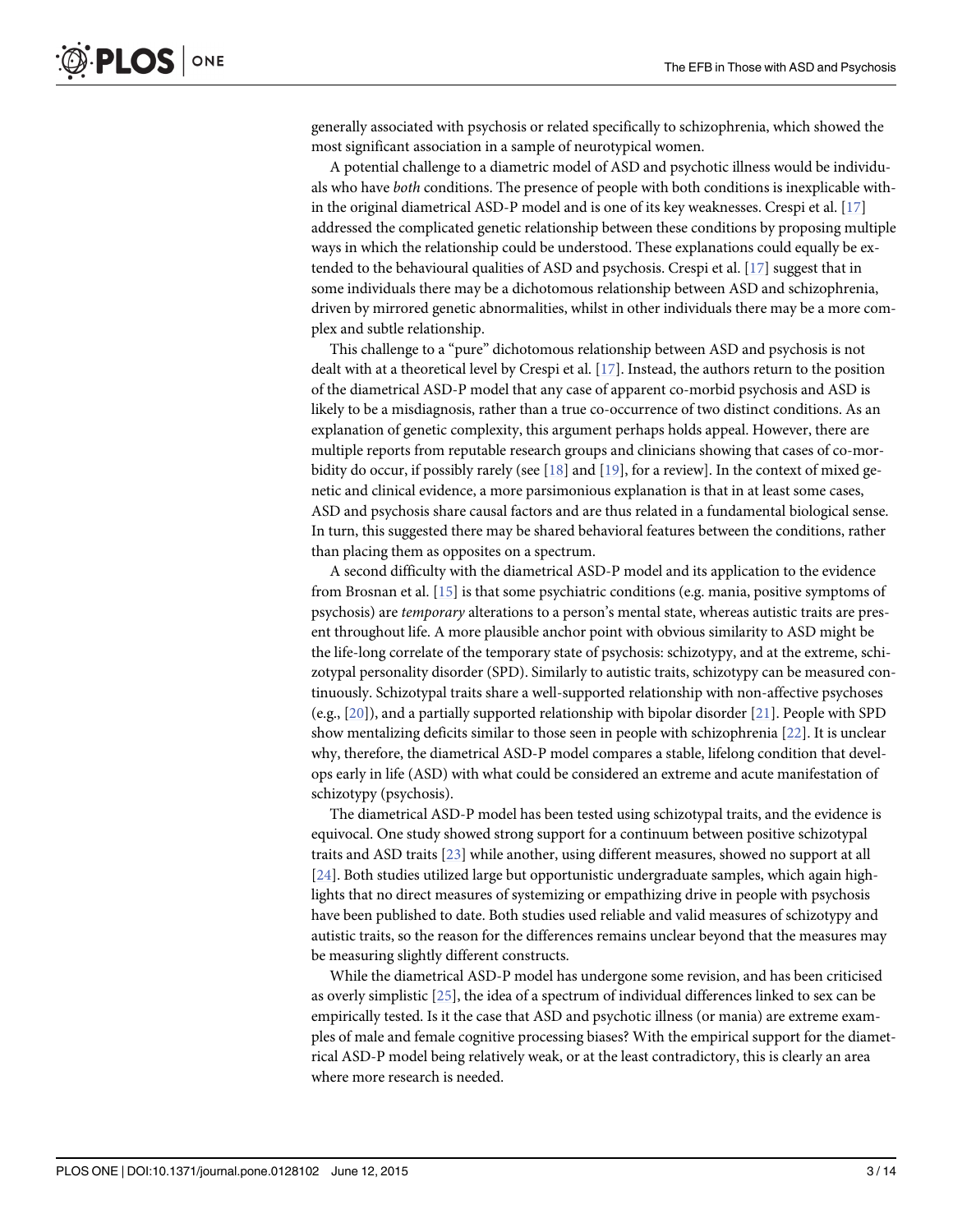generally associated with psychosis or related specifically to schizophrenia, which showed the most significant association in a sample of neurotypical women.

A potential challenge to a diametric model of ASD and psychotic illness would be individuals who have *both* conditions. The presence of people with both conditions is inexplicable within the original diametrical ASD-P model and is one of its key weaknesses. Crespi et al. [17] addressed the complicated genetic relationship between these conditions by proposing multiple ways in which the relationship could be understood. These explanations could equally be extended to the behavioural qualities of ASD and psychosis. Crespi et al. [17] suggest that in some individuals there may be a dichotomous relationship between ASD and schizophrenia, driven by mirrored genetic abnormalities, whilst in other individuals there may be a more complex and subtle relationship.

This challenge to a "pure" dichotomous relationship between ASD and psychosis is not dealt with at a theoretical level by Crespi et al. [17]. Instead, the authors return to the position of the diametrical ASD-P model that any case of apparent co-morbid psychosis and ASD is likely to be a misdiagnosis, rather than a true co-occurrence of two distinct conditions. As an explanation of genetic complexity, this argument perhaps holds appeal. However, there are multiple reports from reputable research groups and clinicians showing that cases of co-morbidity do occur, if possibly rarely (see [18] and [19], for a review]. In the context of mixed genetic and clinical evidence, a more parsimonious explanation is that in at least some cases, ASD and psychosis share causal factors and are thus related in a fundamental biological sense. In turn, this suggested there may be shared behavioral features between the conditions, rather than placing them as opposites on a spectrum.

A second difficulty with the diametrical ASD-P model and its application to the evidence from Brosnan et al. [15] is that some psychiatric conditions (e.g. mania, positive symptoms of psychosis) are *temporary* alterations to a person's mental state, whereas autistic traits are present throughout life. A more plausible anchor point with obvious similarity to ASD might be the life-long correlate of the temporary state of psychosis: schizotypy, and at the extreme, schizotypal personality disorder (SPD). Similarly to autistic traits, schizotypy can be measured continuously. Schizotypal traits share a well-supported relationship with non-affective psychoses (e.g., [20]), and a partially supported relationship with bipolar disorder [21]. People with SPD show mentalizing deficits similar to those seen in people with schizophrenia [22]. It is unclear why, therefore, the diametrical ASD-P model compares a stable, lifelong condition that develops early in life (ASD) with what could be considered an extreme and acute manifestation of schizotypy (psychosis).

The diametrical ASD-P model has been tested using schizotypal traits, and the evidence is equivocal. One study showed strong support for a continuum between positive schizotypal traits and ASD traits [23] while another, using different measures, showed no support at all [24]. Both studies utilized large but opportunistic undergraduate samples, which again highlights that no direct measures of systemizing or empathizing drive in people with psychosis have been published to date. Both studies used reliable and valid measures of schizotypy and autistic traits, so the reason for the differences remains unclear beyond that the measures may be measuring slightly different constructs.

While the diametrical ASD-P model has undergone some revision, and has been criticised as overly simplistic [25], the idea of a spectrum of individual differences linked to sex can be empirically tested. Is it the case that ASD and psychotic illness (or mania) are extreme examples of male and female cognitive processing biases? With the empirical support for the diametrical ASD-P model being relatively weak, or at the least contradictory, this is clearly an area where more research is needed.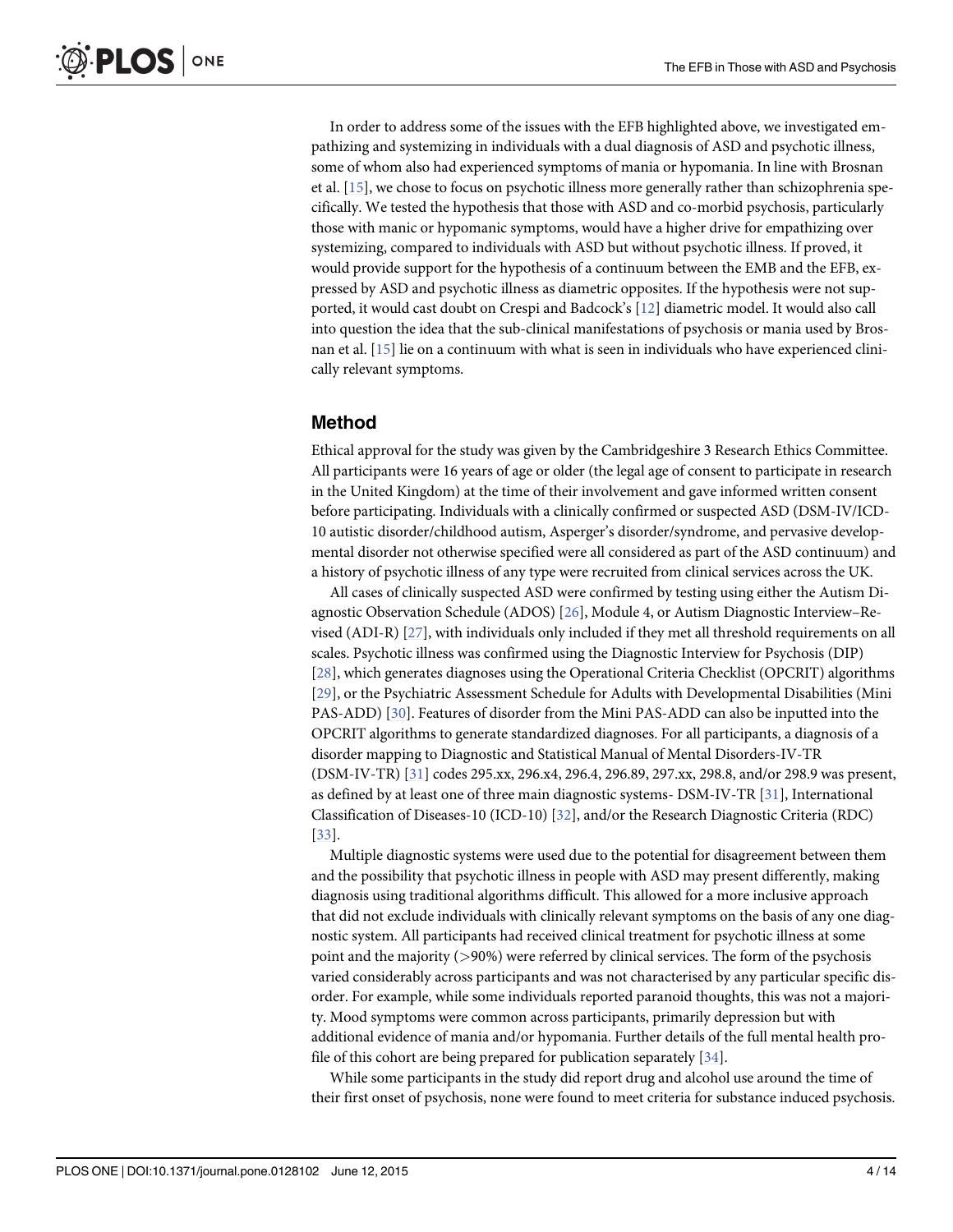In order to address some of the issues with the EFB highlighted above, we investigated empathizing and systemizing in individuals with a dual diagnosis of ASD and psychotic illness, some of whom also had experienced symptoms of mania or hypomania. In line with Brosnan et al. [15], we chose to focus on psychotic illness more generally rather than schizophrenia specifically. We tested the hypothesis that those with ASD and co-morbid psychosis, particularly those with manic or hypomanic symptoms, would have a higher drive for empathizing over systemizing, compared to individuals with ASD but without psychotic illness. If proved, it would provide support for the hypothesis of a continuum between the EMB and the EFB, expressed by ASD and psychotic illness as diametric opposites. If the hypothesis were not supported, it would cast doubt on Crespi and Badcock's [12] diametric model. It would also call into question the idea that the sub-clinical manifestations of psychosis or mania used by Brosnan et al. [15] lie on a continuum with what is seen in individuals who have experienced clinically relevant symptoms.

## Method

Ethical approval for the study was given by the Cambridgeshire 3 Research Ethics Committee. All participants were 16 years of age or older (the legal age of consent to participate in research in the United Kingdom) at the time of their involvement and gave informed written consent before participating. Individuals with a clinically confirmed or suspected ASD (DSM-IV/ICD-10 autistic disorder/childhood autism, Asperger's disorder/syndrome, and pervasive developmental disorder not otherwise specified were all considered as part of the ASD continuum) and a history of psychotic illness of any type were recruited from clinical services across the UK.

All cases of clinically suspected ASD were confirmed by testing using either the Autism Diagnostic Observation Schedule (ADOS) [26], Module 4, or Autism Diagnostic Interview–Revised (ADI-R) [27], with individuals only included if they met all threshold requirements on all scales. Psychotic illness was confirmed using the Diagnostic Interview for Psychosis (DIP) [28], which generates diagnoses using the Operational Criteria Checklist (OPCRIT) algorithms [29], or the Psychiatric Assessment Schedule for Adults with Developmental Disabilities (Mini PAS-ADD) [30]. Features of disorder from the Mini PAS-ADD can also be inputted into the OPCRIT algorithms to generate standardized diagnoses. For all participants, a diagnosis of a disorder mapping to Diagnostic and Statistical Manual of Mental Disorders-IV-TR (DSM-IV-TR) [31] codes 295.xx, 296.x4, 296.4, 296.89, 297.xx, 298.8, and/or 298.9 was present, as defined by at least one of three main diagnostic systems- DSM-IV-TR [31], International Classification of Diseases-10 (ICD-10) [32], and/or the Research Diagnostic Criteria (RDC) [33].

Multiple diagnostic systems were used due to the potential for disagreement between them and the possibility that psychotic illness in people with ASD may present differently, making diagnosis using traditional algorithms difficult. This allowed for a more inclusive approach that did not exclude individuals with clinically relevant symptoms on the basis of any one diagnostic system. All participants had received clinical treatment for psychotic illness at some point and the majority (>90%) were referred by clinical services. The form of the psychosis varied considerably across participants and was not characterised by any particular specific disorder. For example, while some individuals reported paranoid thoughts, this was not a majority. Mood symptoms were common across participants, primarily depression but with additional evidence of mania and/or hypomania. Further details of the full mental health profile of this cohort are being prepared for publication separately [34].

While some participants in the study did report drug and alcohol use around the time of their first onset of psychosis, none were found to meet criteria for substance induced psychosis.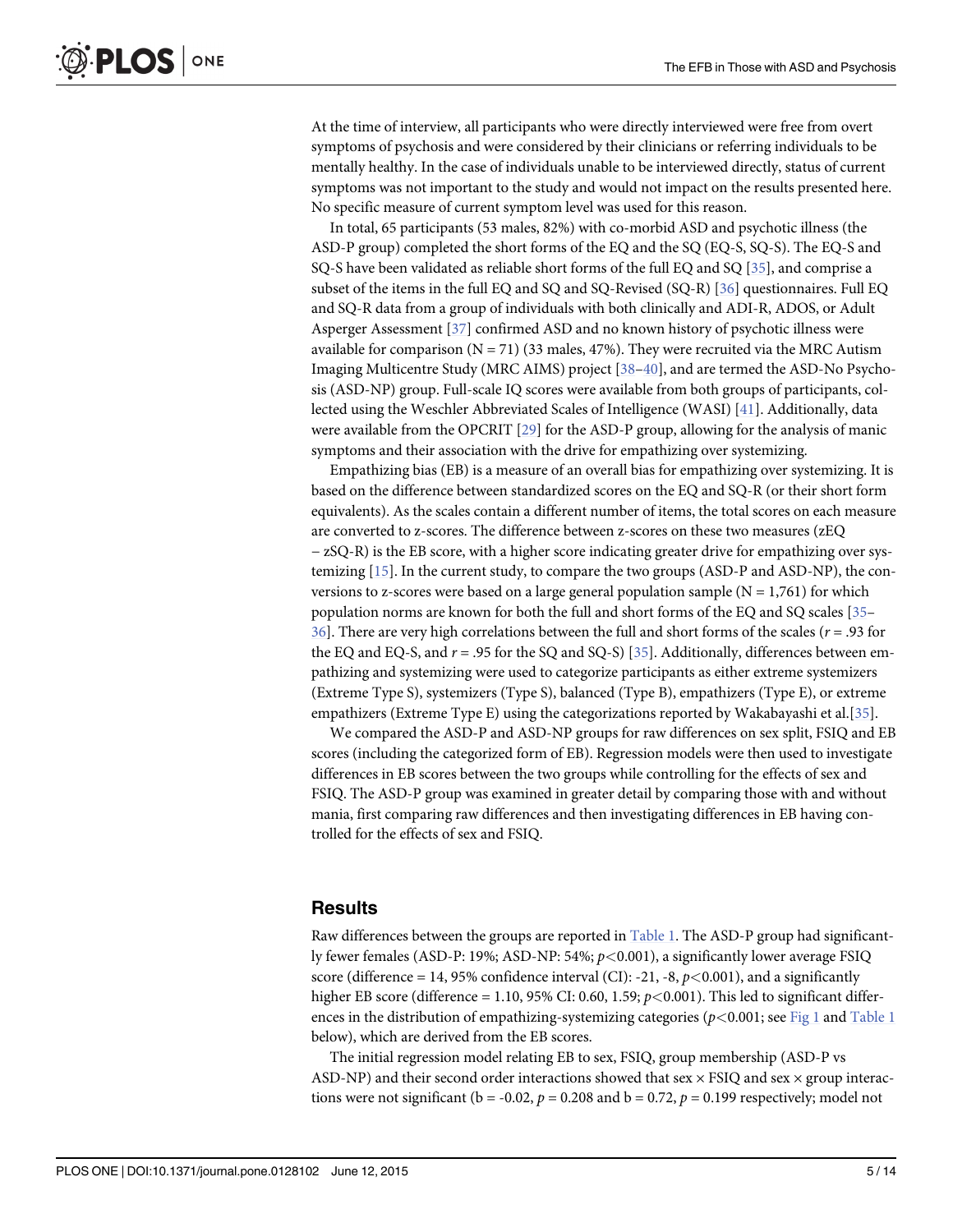At the time of interview, all participants who were directly interviewed were free from overt symptoms of psychosis and were considered by their clinicians or referring individuals to be mentally healthy. In the case of individuals unable to be interviewed directly, status of current symptoms was not important to the study and would not impact on the results presented here. No specific measure of current symptom level was used for this reason.

In total, 65 participants (53 males, 82%) with co-morbid ASD and psychotic illness (the ASD-P group) completed the short forms of the EQ and the SQ (EQ-S, SQ-S). The EQ-S and SQ-S have been validated as reliable short forms of the full EQ and SQ [35], and comprise a subset of the items in the full EQ and SQ and SQ-Revised (SQ-R) [36] questionnaires. Full EQ and SQ-R data from a group of individuals with both clinically and ADI-R, ADOS, or Adult Asperger Assessment [37] confirmed ASD and no known history of psychotic illness were available for comparison (N = 71) (33 males, 47%). They were recruited via the MRC Autism Imaging Multicentre Study (MRC AIMS) project [38–40], and are termed the ASD-No Psychosis (ASD-NP) group. Full-scale IQ scores were available from both groups of participants, collected using the Weschler Abbreviated Scales of Intelligence (WASI) [41]. Additionally, data were available from the OPCRIT [29] for the ASD-P group, allowing for the analysis of manic symptoms and their association with the drive for empathizing over systemizing.

Empathizing bias (EB) is a measure of an overall bias for empathizing over systemizing. It is based on the difference between standardized scores on the EQ and SQ-R (or their short form equivalents). As the scales contain a different number of items, the total scores on each measure are converted to z-scores. The difference between z-scores on these two measures (zEQ – zSQ-R) is the EB score, with a higher score indicating greater drive for empathizing over systemizing [15]. In the current study, to compare the two groups (ASD-P and ASD-NP), the conversions to z-scores were based on a large general population sample (N = 1,761) for which population norms are known for both the full and short forms of the EQ and SQ scales [35–36]. There are very high correlations between the full and short forms of the scales ($r = .93$ for the EQ and EQ-S, and $r = .95$ for the SQ and SQ-S) [35]. Additionally, differences between empathizing and systemizing were used to categorize participants as either extreme systemizers (Extreme Type S), systemizers (Type S), balanced (Type B), empathizers (Type E), or extreme empathizers (Extreme Type E) using the categorizations reported by Wakabayashi et al.[35].

We compared the ASD-P and ASD-NP groups for raw differences on sex split, FSIQ and EB scores (including the categorized form of EB). Regression models were then used to investigate differences in EB scores between the two groups while controlling for the effects of sex and FSIQ. The ASD-P group was examined in greater detail by comparing those with and without mania, first comparing raw differences and then investigating differences in EB having controlled for the effects of sex and FSIQ.

## Results

Raw differences between the groups are reported in Table 1. The ASD-P group had significantly fewer females (ASD-P: 19%; ASD-NP: 54%; $p<0.001$), a significantly lower average FSIQ score (difference = 14, 95% confidence interval (CI): -21, -8, $p<0.001$), and a significantly higher EB score (difference = 1.10, 95% CI: 0.60, 1.59; $p<0.001$). This led to significant differences in the distribution of empathizing-systemizing categories ($p<0.001$; see Fig 1 and Table 1 below), which are derived from the EB scores.

The initial regression model relating EB to sex, FSIQ, group membership (ASD-P vs ASD-NP) and their second order interactions showed that sex × FSIQ and sex × group interactions were not significant (b = -0.02, $p = 0.208$ and b = 0.72, $p = 0.199$ respectively; model not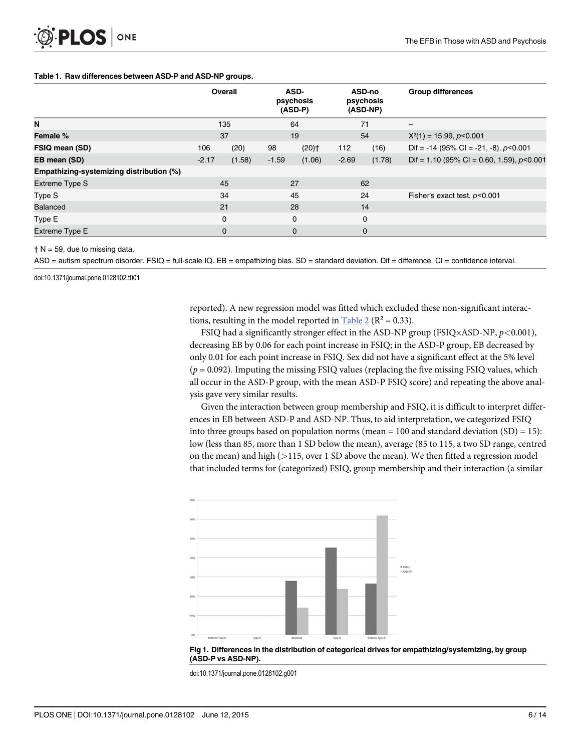**Table 1. Raw differences between ASD-P and ASD-NP groups.**

| | Overall | | ASD-psychosis (ASD-P) | | ASD-no psychosis (ASD-NP) | | Group differences |
|---|---|---|---|---|---|---|---|
| **N** | 135 | | 64 | | 71 | | – |
| **Female %** | 37 | | 19 | | 54 | | $X^2(1) = 15.99$, $p<0.001$ |
| **FSIQ mean (SD)** | 106 | (20) | 98 | (20)† | 112 | (16) | Dif = -14 (95% CI = -21, -8), $p<0.001$ |
| **EB mean (SD)** | -2.17 | (1.58) | -1.59 | (1.06) | -2.69 | (1.78) | Dif = 1.10 (95% CI = 0.60, 1.59), $p<0.001$ |
| **Empathizing-systemizing distribution (%)** | | | | | | | |
| Extreme Type S | 45 | | 27 | | 62 | | |
| Type S | 34 | | 45 | | 24 | | Fisher's exact test, $p<0.001$ |
| Balanced | 21 | | 28 | | 14 | | |
| Type E | 0 | | 0 | | 0 | | |
| Extreme Type E | 0 | | 0 | | 0 | | |

† N = 59, due to missing data.

ASD = autism spectrum disorder. FSIQ = full-scale IQ. EB = empathizing bias. SD = standard deviation. Dif = difference. CI = confidence interval.

doi:10.1371/journal.pone.0128102.t001

reported). A new regression model was fitted which excluded these non-significant interactions, resulting in the model reported in Table 2 ($R^2 = 0.33$).

FSIQ had a significantly stronger effect in the ASD-NP group (FSIQ×ASD-NP, $p<0.001$), decreasing EB by 0.06 for each point increase in FSIQ; in the ASD-P group, EB decreased by only 0.01 for each point increase in FSIQ. Sex did not have a significant effect at the 5% level ($p = 0.092$). Imputing the missing FSIQ values (replacing the five missing FSIQ values, which all occur in the ASD-P group, with the mean ASD-P FSIQ score) and repeating the above analysis gave very similar results.

Given the interaction between group membership and FSIQ, it is difficult to interpret differences in EB between ASD-P and ASD-NP. Thus, to aid interpretation, we categorized FSIQ into three groups based on population norms (mean = 100 and standard deviation (SD) = 15): low (less than 85, more than 1 SD below the mean), average (85 to 115, a two SD range, centred on the mean) and high (>115, over 1 SD above the mean). We then fitted a regression model that included terms for (categorized) FSIQ, group membership and their interaction (a similar

**Fig 1. Differences in the distribution of categorical drives for empathizing/systemizing, by group (ASD-P vs ASD-NP).**

doi:10.1371/journal.pone.0128102.g001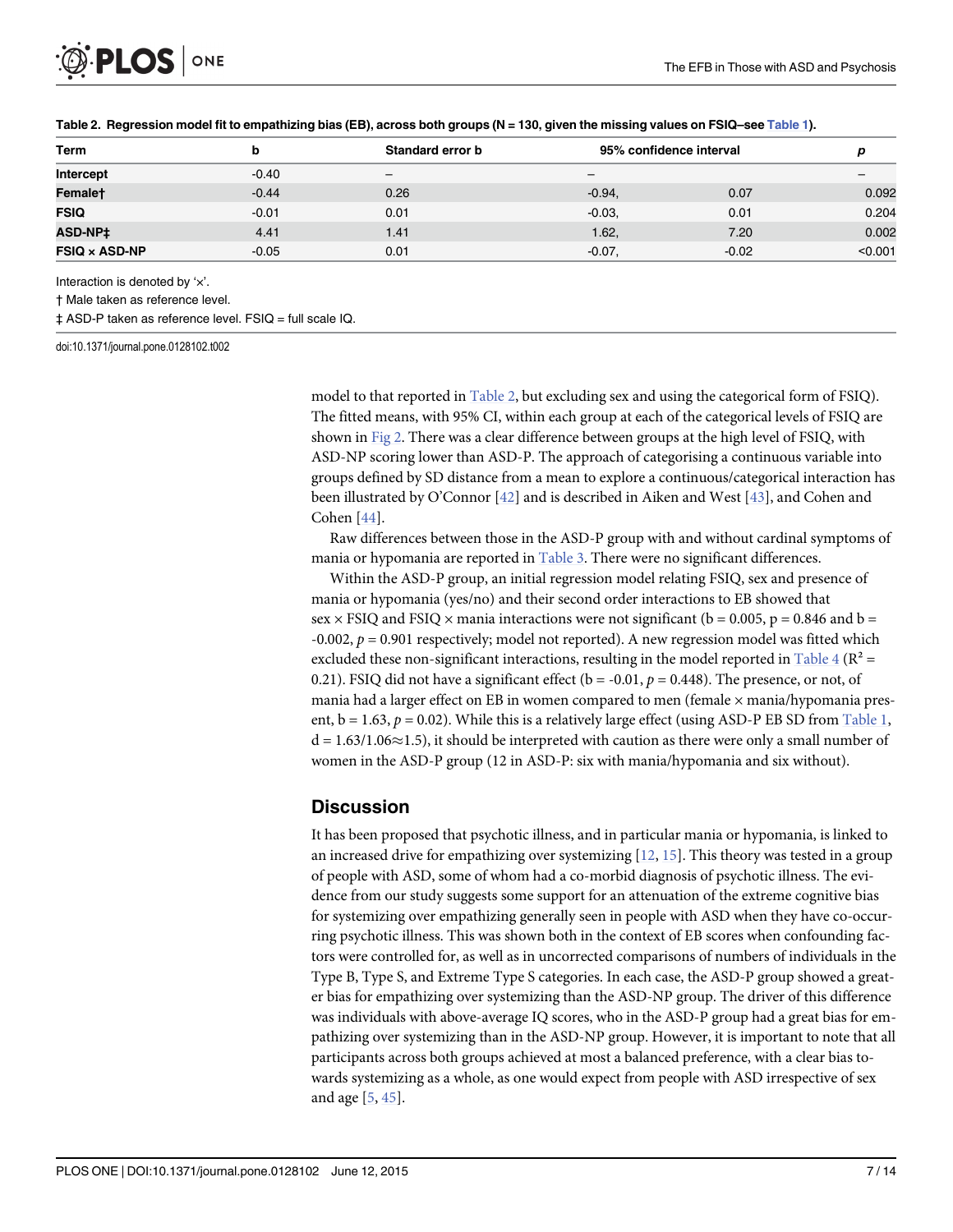**Table 2. Regression model fit to empathizing bias (EB), across both groups (N = 130, given the missing values on FSIQ–see Table 1).**

| Term | b | Standard error b | 95% confidence interval | | p |
|---|---|---|---|---|---|
| Intercept | -0.40 | – | – | | – |
| Female† | -0.44 | 0.26 | -0.94, | 0.07 | 0.092 |
| FSIQ | -0.01 | 0.01 | -0.03, | 0.01 | 0.204 |
| ASD-NP‡ | 4.41 | 1.41 | 1.62, | 7.20 | 0.002 |
| FSIQ × ASD-NP | -0.05 | 0.01 | -0.07, | -0.02 | <0.001 |

Interaction is denoted by '×'.

† Male taken as reference level.

‡ ASD-P taken as reference level. FSIQ = full scale IQ.

doi:10.1371/journal.pone.0128102.t002

model to that reported in Table 2, but excluding sex and using the categorical form of FSIQ). The fitted means, with 95% CI, within each group at each of the categorical levels of FSIQ are shown in Fig 2. There was a clear difference between groups at the high level of FSIQ, with ASD-NP scoring lower than ASD-P. The approach of categorising a continuous variable into groups defined by SD distance from a mean to explore a continuous/categorical interaction has been illustrated by O'Connor [42] and is described in Aiken and West [43], and Cohen and Cohen [44].

Raw differences between those in the ASD-P group with and without cardinal symptoms of mania or hypomania are reported in Table 3. There were no significant differences.

Within the ASD-P group, an initial regression model relating FSIQ, sex and presence of mania or hypomania (yes/no) and their second order interactions to EB showed that sex × FSIQ and FSIQ × mania interactions were not significant (b = 0.005, p = 0.846 and b = -0.002, $p = 0.901$ respectively; model not reported). A new regression model was fitted which excluded these non-significant interactions, resulting in the model reported in Table 4 ($R^2 = 0.21$). FSIQ did not have a significant effect (b = -0.01, $p = 0.448$). The presence, or not, of mania had a larger effect on EB in women compared to men (female × mania/hypomania present, b = 1.63, $p = 0.02$). While this is a relatively large effect (using ASD-P EB SD from Table 1, $d = 1.63/1.06 \approx 1.5$), it should be interpreted with caution as there were only a small number of women in the ASD-P group (12 in ASD-P: six with mania/hypomania and six without).

## Discussion

It has been proposed that psychotic illness, and in particular mania or hypomania, is linked to an increased drive for empathizing over systemizing [12, 15]. This theory was tested in a group of people with ASD, some of whom had a co-morbid diagnosis of psychotic illness. The evidence from our study suggests some support for an attenuation of the extreme cognitive bias for systemizing over empathizing generally seen in people with ASD when they have co-occurring psychotic illness. This was shown both in the context of EB scores when confounding factors were controlled for, as well as in uncorrected comparisons of numbers of individuals in the Type B, Type S, and Extreme Type S categories. In each case, the ASD-P group showed a greater bias for empathizing over systemizing than the ASD-NP group. The driver of this difference was individuals with above-average IQ scores, who in the ASD-P group had a great bias for empathizing over systemizing than in the ASD-NP group. However, it is important to note that all participants across both groups achieved at most a balanced preference, with a clear bias towards systemizing as a whole, as one would expect from people with ASD irrespective of sex and age [5, 45].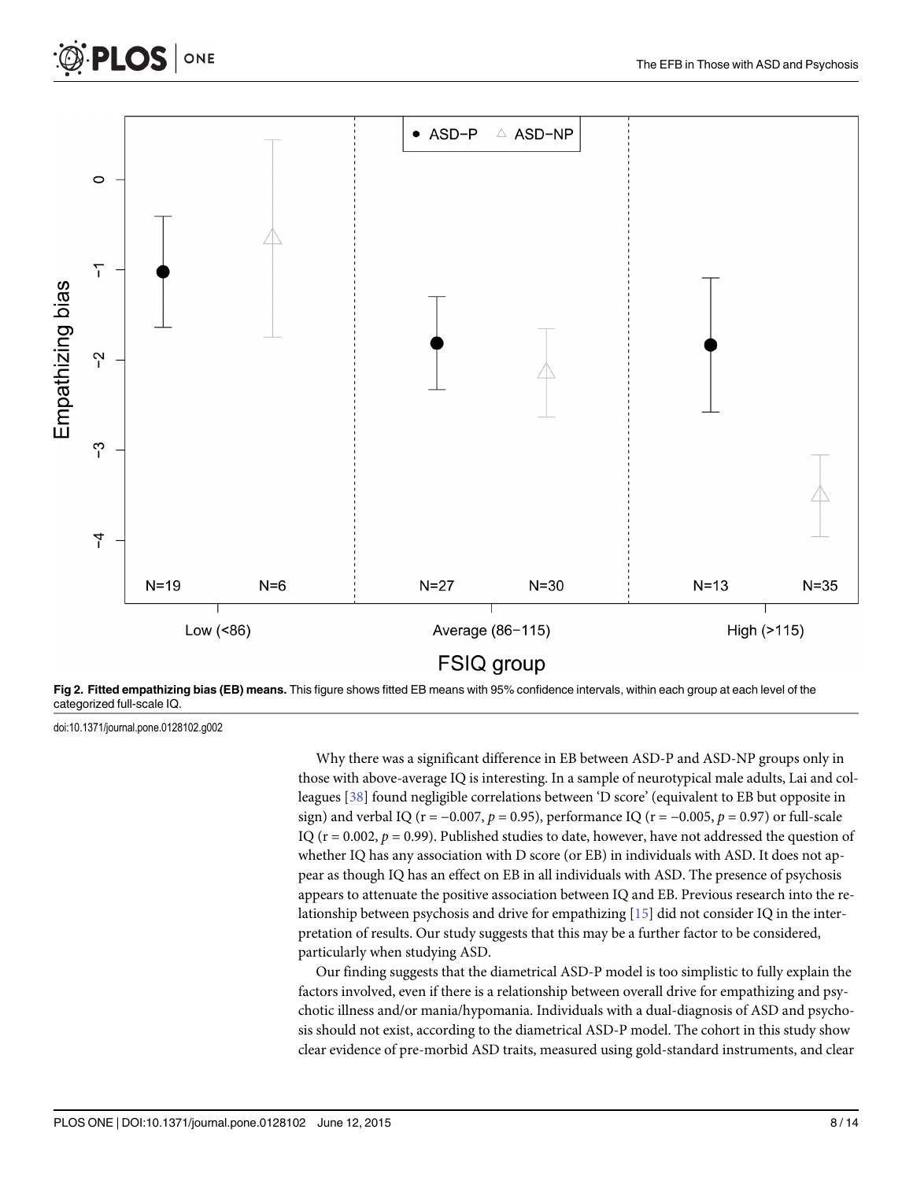**Fig 2. Fitted empathizing bias (EB) means.** This figure shows fitted EB means with 95% confidence intervals, within each group at each level of the categorized full-scale IQ.

doi:10.1371/journal.pone.0128102.g002

Why there was a significant difference in EB between ASD-P and ASD-NP groups only in those with above-average IQ is interesting. In a sample of neurotypical male adults, Lai and colleagues [38] found negligible correlations between 'D score' (equivalent to EB but opposite in sign) and verbal IQ ($r = -0.007$, $p = 0.95$), performance IQ ($r = -0.005$, $p = 0.97$) or full-scale IQ ($r = 0.002$, $p = 0.99$). Published studies to date, however, have not addressed the question of whether IQ has any association with D score (or EB) in individuals with ASD. It does not appear as though IQ has an effect on EB in all individuals with ASD. The presence of psychosis appears to attenuate the positive association between IQ and EB. Previous research into the relationship between psychosis and drive for empathizing [15] did not consider IQ in the interpretation of results. Our study suggests that this may be a further factor to be considered, particularly when studying ASD.

Our finding suggests that the diametrical ASD-P model is too simplistic to fully explain the factors involved, even if there is a relationship between overall drive for empathizing and psychotic illness and/or mania/hypomania. Individuals with a dual-diagnosis of ASD and psychosis should not exist, according to the diametrical ASD-P model. The cohort in this study show clear evidence of pre-morbid ASD traits, measured using gold-standard instruments, and clear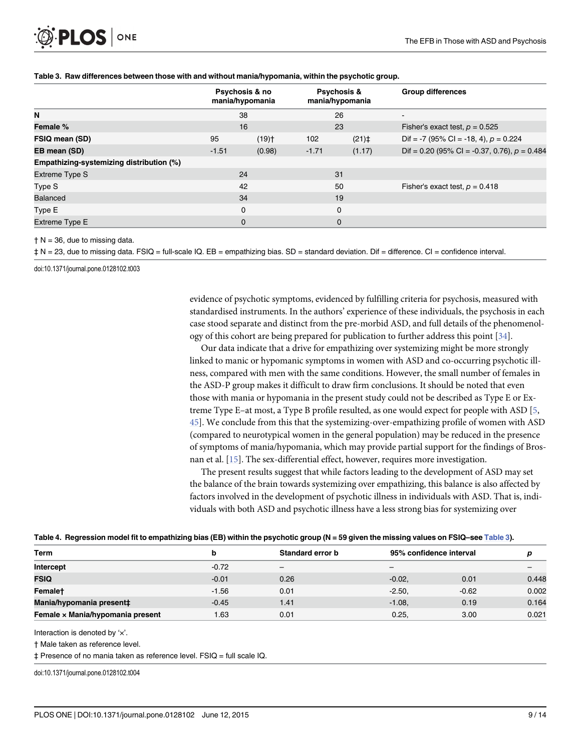**Table 3. Raw differences between those with and without mania/hypomania, within the psychotic group.**

| | Psychosis & no mania/hypomania | | Psychosis & mania/hypomania | | Group differences |
|---|---|---|---|---|---|
| **N** | 38 | | 26 | | - |
| **Female %** | 16 | | 23 | | Fisher's exact test, $p = 0.525$ |
| **FSIQ mean (SD)** | 95 | (19)† | 102 | (21)‡ | Dif = -7 (95% CI = -18, 4), $p = 0.224$ |
| **EB mean (SD)** | -1.51 | (0.98) | -1.71 | (1.17) | Dif = 0.20 (95% CI = -0.37, 0.76), $p = 0.484$ |
| **Empathizing-systemizing distribution (%)** | | | | | |
| Extreme Type S | 24 | | 31 | | |
| Type S | 42 | | 50 | | Fisher's exact test, $p = 0.418$ |
| Balanced | 34 | | 19 | | |
| Type E | 0 | | 0 | | |
| Extreme Type E | 0 | | 0 | | |

† N = 36, due to missing data.

‡ N = 23, due to missing data. FSIQ = full-scale IQ. EB = empathizing bias. SD = standard deviation. Dif = difference. CI = confidence interval.

doi:10.1371/journal.pone.0128102.t003

evidence of psychotic symptoms, evidenced by fulfilling criteria for psychosis, measured with standardised instruments. In the authors' experience of these individuals, the psychosis in each case stood separate and distinct from the pre-morbid ASD, and full details of the phenomenology of this cohort are being prepared for publication to further address this point [34].

Our data indicate that a drive for empathizing over systemizing might be more strongly linked to manic or hypomanic symptoms in women with ASD and co-occurring psychotic illness, compared with men with the same conditions. However, the small number of females in the ASD-P group makes it difficult to draw firm conclusions. It should be noted that even those with mania or hypomania in the present study could not be described as Type E or Extreme Type E–at most, a Type B profile resulted, as one would expect for people with ASD [5, 45]. We conclude from this that the systemizing-over-empathizing profile of women with ASD (compared to neurotypical women in the general population) may be reduced in the presence of symptoms of mania/hypomania, which may provide partial support for the findings of Brosnan et al. [15]. The sex-differential effect, however, requires more investigation.

The present results suggest that while factors leading to the development of ASD may set the balance of the brain towards systemizing over empathizing, this balance is also affected by factors involved in the development of psychotic illness in individuals with ASD. That is, individuals with both ASD and psychotic illness have a less strong bias for systemizing over

**Table 4. Regression model fit to empathizing bias (EB) within the psychotic group (N = 59 given the missing values on FSIQ–see Table 3).**

| Term | b | Standard error b | 95% confidence interval | | p |
|---|---|---|---|---|---|
| **Intercept** | -0.72 | – | – | | – |
| **FSIQ** | -0.01 | 0.26 | -0.02, | 0.01 | 0.448 |
| **Female†** | -1.56 | 0.01 | -2.50, | -0.62 | 0.002 |
| **Mania/hypomania present‡** | -0.45 | 1.41 | -1.08, | 0.19 | 0.164 |
| **Female × Mania/hypomania present** | 1.63 | 0.01 | 0.25, | 3.00 | 0.021 |

Interaction is denoted by '×'.

† Male taken as reference level.

‡ Presence of no mania taken as reference level. FSIQ = full scale IQ.

doi:10.1371/journal.pone.0128102.t004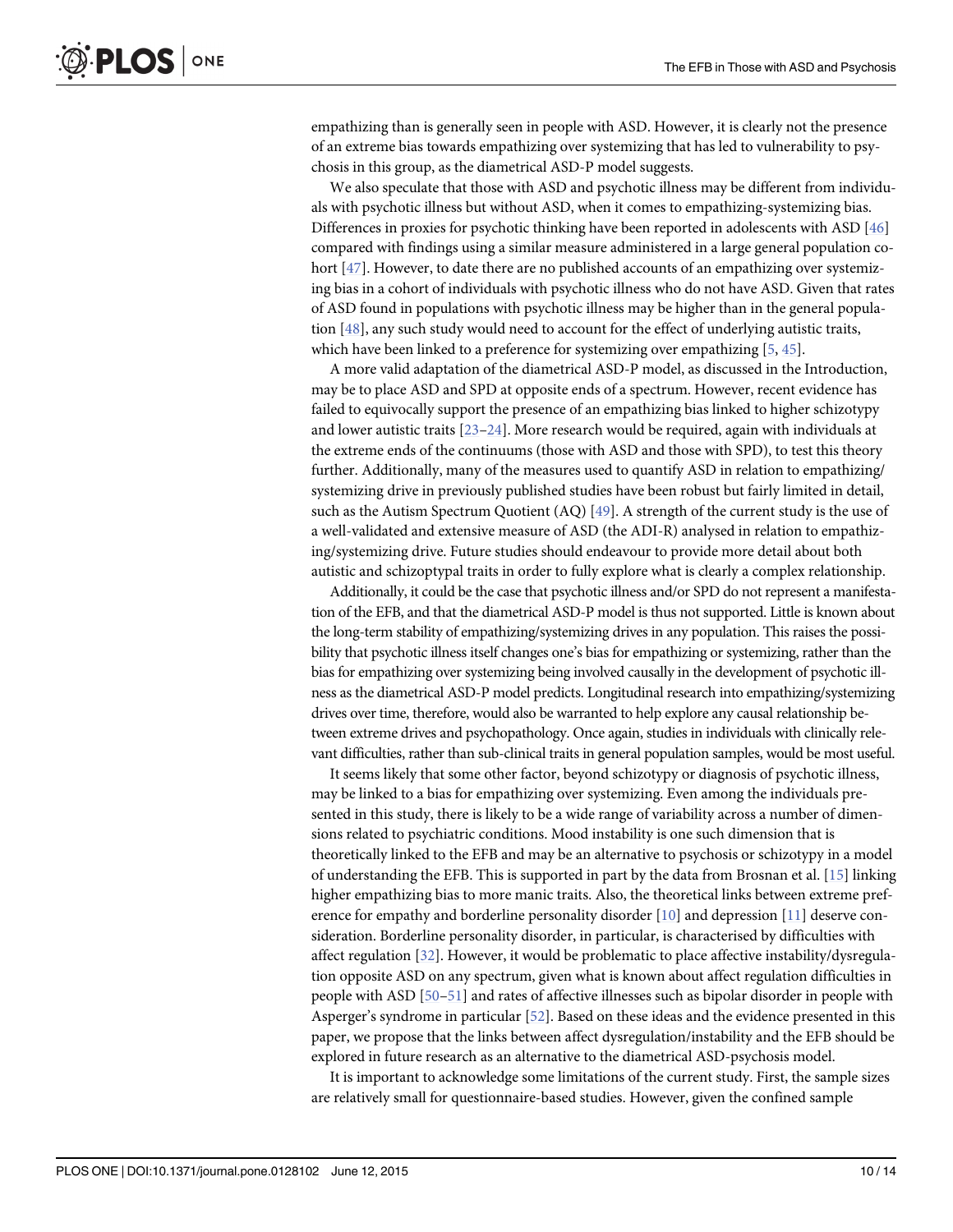empathizing than is generally seen in people with ASD. However, it is clearly not the presence of an extreme bias towards empathizing over systemizing that has led to vulnerability to psychosis in this group, as the diametrical ASD-P model suggests.

We also speculate that those with ASD and psychotic illness may be different from individuals with psychotic illness but without ASD, when it comes to empathizing-systemizing bias. Differences in proxies for psychotic thinking have been reported in adolescents with ASD [46] compared with findings using a similar measure administered in a large general population cohort [47]. However, to date there are no published accounts of an empathizing over systemizing bias in a cohort of individuals with psychotic illness who do not have ASD. Given that rates of ASD found in populations with psychotic illness may be higher than in the general population [48], any such study would need to account for the effect of underlying autistic traits, which have been linked to a preference for systemizing over empathizing [5, 45].

A more valid adaptation of the diametrical ASD-P model, as discussed in the Introduction, may be to place ASD and SPD at opposite ends of a spectrum. However, recent evidence has failed to equivocally support the presence of an empathizing bias linked to higher schizotypy and lower autistic traits [23–24]. More research would be required, again with individuals at the extreme ends of the continuums (those with ASD and those with SPD), to test this theory further. Additionally, many of the measures used to quantify ASD in relation to empathizing/systemizing drive in previously published studies have been robust but fairly limited in detail, such as the Autism Spectrum Quotient (AQ) [49]. A strength of the current study is the use of a well-validated and extensive measure of ASD (the ADI-R) analysed in relation to empathizing/systemizing drive. Future studies should endeavour to provide more detail about both autistic and schizoptypal traits in order to fully explore what is clearly a complex relationship.

Additionally, it could be the case that psychotic illness and/or SPD do not represent a manifestation of the EFB, and that the diametrical ASD-P model is thus not supported. Little is known about the long-term stability of empathizing/systemizing drives in any population. This raises the possibility that psychotic illness itself changes one's bias for empathizing or systemizing, rather than the bias for empathizing over systemizing being involved causally in the development of psychotic illness as the diametrical ASD-P model predicts. Longitudinal research into empathizing/systemizing drives over time, therefore, would also be warranted to help explore any causal relationship between extreme drives and psychopathology. Once again, studies in individuals with clinically relevant difficulties, rather than sub-clinical traits in general population samples, would be most useful.

It seems likely that some other factor, beyond schizotypy or diagnosis of psychotic illness, may be linked to a bias for empathizing over systemizing. Even among the individuals presented in this study, there is likely to be a wide range of variability across a number of dimensions related to psychiatric conditions. Mood instability is one such dimension that is theoretically linked to the EFB and may be an alternative to psychosis or schizotypy in a model of understanding the EFB. This is supported in part by the data from Brosnan et al. [15] linking higher empathizing bias to more manic traits. Also, the theoretical links between extreme preference for empathy and borderline personality disorder [10] and depression [11] deserve consideration. Borderline personality disorder, in particular, is characterised by difficulties with affect regulation [32]. However, it would be problematic to place affective instability/dysregulation opposite ASD on any spectrum, given what is known about affect regulation difficulties in people with ASD [50–51] and rates of affective illnesses such as bipolar disorder in people with Asperger's syndrome in particular [52]. Based on these ideas and the evidence presented in this paper, we propose that the links between affect dysregulation/instability and the EFB should be explored in future research as an alternative to the diametrical ASD-psychosis model.

It is important to acknowledge some limitations of the current study. First, the sample sizes are relatively small for questionnaire-based studies. However, given the confined sample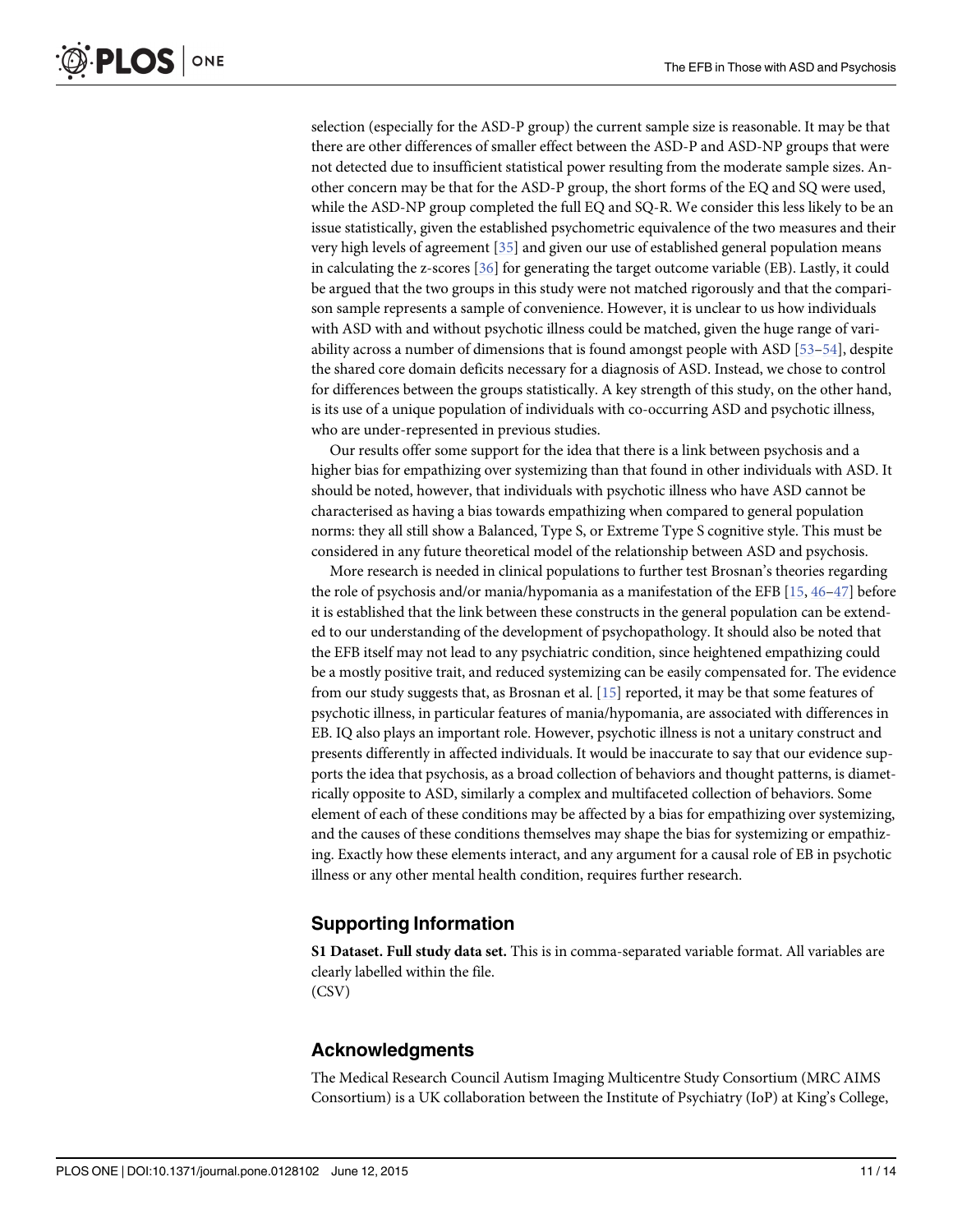selection (especially for the ASD-P group) the current sample size is reasonable. It may be that there are other differences of smaller effect between the ASD-P and ASD-NP groups that were not detected due to insufficient statistical power resulting from the moderate sample sizes. Another concern may be that for the ASD-P group, the short forms of the EQ and SQ were used, while the ASD-NP group completed the full EQ and SQ-R. We consider this less likely to be an issue statistically, given the established psychometric equivalence of the two measures and their very high levels of agreement [35] and given our use of established general population means in calculating the z-scores [36] for generating the target outcome variable (EB). Lastly, it could be argued that the two groups in this study were not matched rigorously and that the comparison sample represents a sample of convenience. However, it is unclear to us how individuals with ASD with and without psychotic illness could be matched, given the huge range of variability across a number of dimensions that is found amongst people with ASD [53–54], despite the shared core domain deficits necessary for a diagnosis of ASD. Instead, we chose to control for differences between the groups statistically. A key strength of this study, on the other hand, is its use of a unique population of individuals with co-occurring ASD and psychotic illness, who are under-represented in previous studies.

Our results offer some support for the idea that there is a link between psychosis and a higher bias for empathizing over systemizing than that found in other individuals with ASD. It should be noted, however, that individuals with psychotic illness who have ASD cannot be characterised as having a bias towards empathizing when compared to general population norms: they all still show a Balanced, Type S, or Extreme Type S cognitive style. This must be considered in any future theoretical model of the relationship between ASD and psychosis.

More research is needed in clinical populations to further test Brosnan's theories regarding the role of psychosis and/or mania/hypomania as a manifestation of the EFB [15, 46–47] before it is established that the link between these constructs in the general population can be extended to our understanding of the development of psychopathology. It should also be noted that the EFB itself may not lead to any psychiatric condition, since heightened empathizing could be a mostly positive trait, and reduced systemizing can be easily compensated for. The evidence from our study suggests that, as Brosnan et al. [15] reported, it may be that some features of psychotic illness, in particular features of mania/hypomania, are associated with differences in EB. IQ also plays an important role. However, psychotic illness is not a unitary construct and presents differently in affected individuals. It would be inaccurate to say that our evidence supports the idea that psychosis, as a broad collection of behaviors and thought patterns, is diametrically opposite to ASD, similarly a complex and multifaceted collection of behaviors. Some element of each of these conditions may be affected by a bias for empathizing over systemizing, and the causes of these conditions themselves may shape the bias for systemizing or empathizing. Exactly how these elements interact, and any argument for a causal role of EB in psychotic illness or any other mental health condition, requires further research.

## Supporting Information

**S1 Dataset. Full study data set.** This is in comma-separated variable format. All variables are clearly labelled within the file.
(CSV)

## Acknowledgments

The Medical Research Council Autism Imaging Multicentre Study Consortium (MRC AIMS Consortium) is a UK collaboration between the Institute of Psychiatry (IoP) at King's College,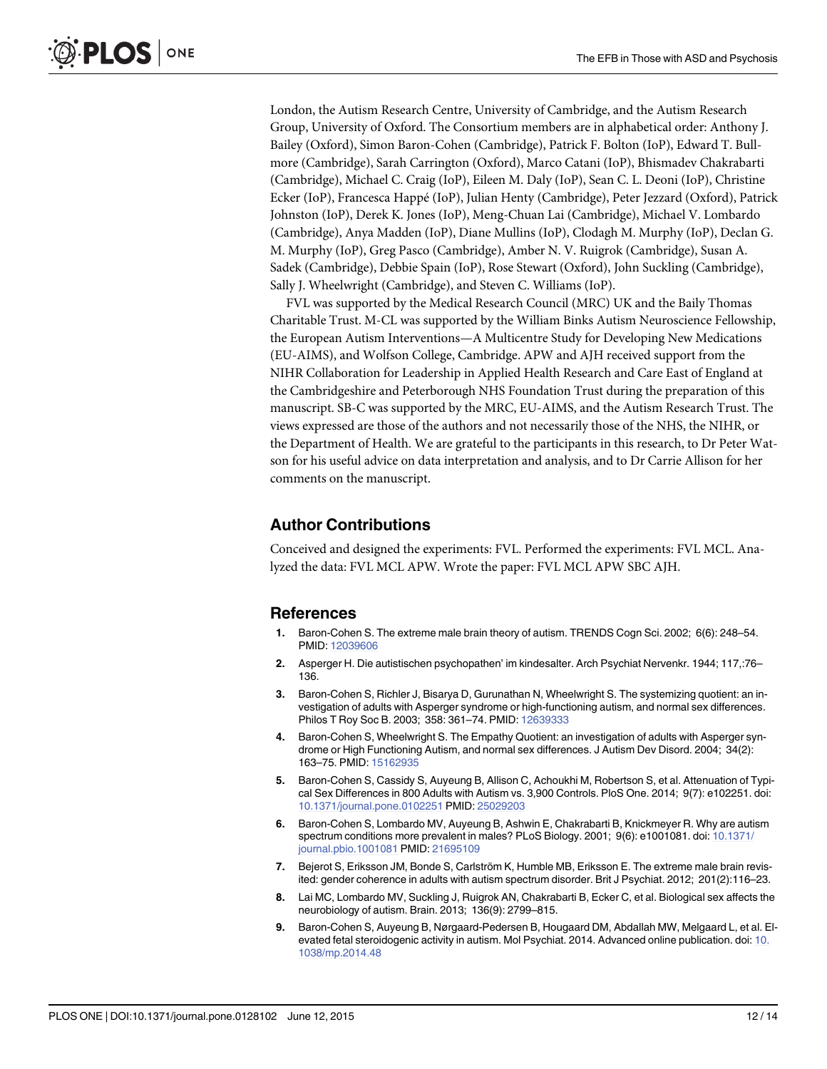London, the Autism Research Centre, University of Cambridge, and the Autism Research Group, University of Oxford. The Consortium members are in alphabetical order: Anthony J. Bailey (Oxford), Simon Baron-Cohen (Cambridge), Patrick F. Bolton (IoP), Edward T. Bullmore (Cambridge), Sarah Carrington (Oxford), Marco Catani (IoP), Bhismadev Chakrabarti (Cambridge), Michael C. Craig (IoP), Eileen M. Daly (IoP), Sean C. L. Deoni (IoP), Christine Ecker (IoP), Francesca Happé (IoP), Julian Henty (Cambridge), Peter Jezzard (Oxford), Patrick Johnston (IoP), Derek K. Jones (IoP), Meng-Chuan Lai (Cambridge), Michael V. Lombardo (Cambridge), Anya Madden (IoP), Diane Mullins (IoP), Clodagh M. Murphy (IoP), Declan G. M. Murphy (IoP), Greg Pasco (Cambridge), Amber N. V. Ruigrok (Cambridge), Susan A. Sadek (Cambridge), Debbie Spain (IoP), Rose Stewart (Oxford), John Suckling (Cambridge), Sally J. Wheelwright (Cambridge), and Steven C. Williams (IoP).

FVL was supported by the Medical Research Council (MRC) UK and the Baily Thomas Charitable Trust. M-CL was supported by the William Binks Autism Neuroscience Fellowship, the European Autism Interventions—A Multicentre Study for Developing New Medications (EU-AIMS), and Wolfson College, Cambridge. APW and AJH received support from the NIHR Collaboration for Leadership in Applied Health Research and Care East of England at the Cambridgeshire and Peterborough NHS Foundation Trust during the preparation of this manuscript. SB-C was supported by the MRC, EU-AIMS, and the Autism Research Trust. The views expressed are those of the authors and not necessarily those of the NHS, the NIHR, or the Department of Health. We are grateful to the participants in this research, to Dr Peter Watson for his useful advice on data interpretation and analysis, and to Dr Carrie Allison for her comments on the manuscript.

## Author Contributions

Conceived and designed the experiments: FVL. Performed the experiments: FVL MCL. Analyzed the data: FVL MCL APW. Wrote the paper: FVL MCL APW SBC AJH.

## References

1. Baron-Cohen S. The extreme male brain theory of autism. TRENDS Cogn Sci. 2002; 6(6): 248–54. PMID: 12039606
2. Asperger H. Die autistischen psychopathen' im kindesalter. Arch Psychiat Nervenkr. 1944; 117,:76–136.
3. Baron-Cohen S, Richler J, Bisarya D, Gurunathan N, Wheelwright S. The systemizing quotient: an investigation of adults with Asperger syndrome or high-functioning autism, and normal sex differences. Philos T Roy Soc B. 2003; 358: 361–74. PMID: 12639333
4. Baron-Cohen S, Wheelwright S. The Empathy Quotient: an investigation of adults with Asperger syndrome or High Functioning Autism, and normal sex differences. J Autism Dev Disord. 2004; 34(2): 163–75. PMID: 15162935
5. Baron-Cohen S, Cassidy S, Auyeung B, Allison C, Achoukhi M, Robertson S, et al. Attenuation of Typical Sex Differences in 800 Adults with Autism vs. 3,900 Controls. PloS One. 2014; 9(7): e102251. doi: 10.1371/journal.pone.0102251 PMID: 25029203
6. Baron-Cohen S, Lombardo MV, Auyeung B, Ashwin E, Chakrabarti B, Knickmeyer R. Why are autism spectrum conditions more prevalent in males? PLoS Biology. 2001; 9(6): e1001081. doi: 10.1371/journal.pbio.1001081 PMID: 21695109
7. Bejerot S, Eriksson JM, Bonde S, Carlström K, Humble MB, Eriksson E. The extreme male brain revisited: gender coherence in adults with autism spectrum disorder. Brit J Psychiat. 2012; 201(2):116–23.
8. Lai MC, Lombardo MV, Suckling J, Ruigrok AN, Chakrabarti B, Ecker C, et al. Biological sex affects the neurobiology of autism. Brain. 2013; 136(9): 2799–815.
9. Baron-Cohen S, Auyeung B, Nørgaard-Pedersen B, Hougaard DM, Abdallah MW, Melgaard L, et al. Elevated fetal steroidogenic activity in autism. Mol Psychiat. 2014. Advanced online publication. doi: 10.1038/mp.2014.48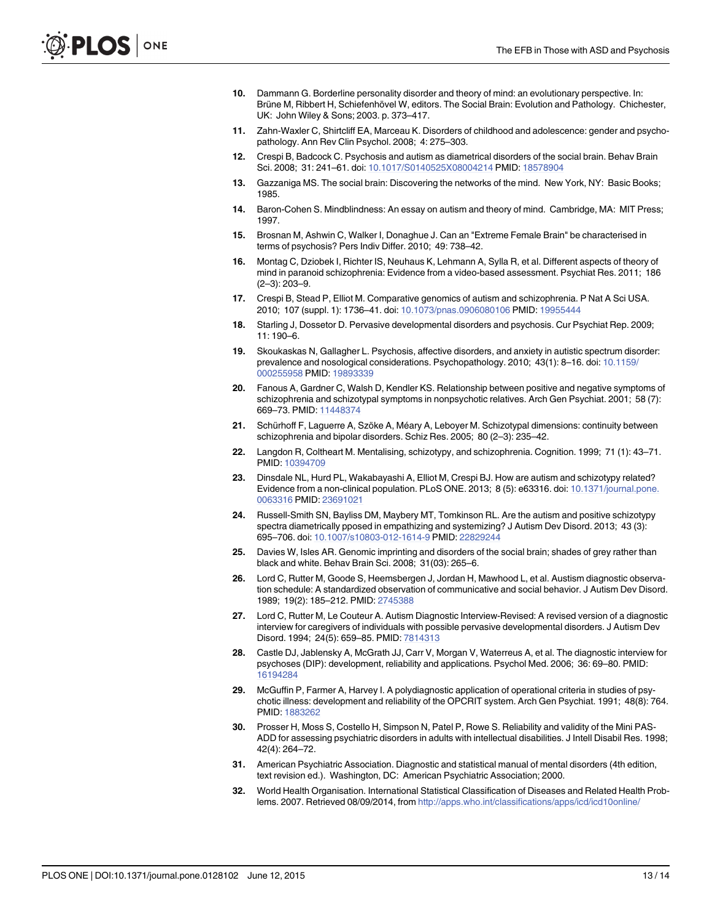10. Dammann G. Borderline personality disorder and theory of mind: an evolutionary perspective. In: Brüne M, Ribbert H, Schiefenhövel W, editors. The Social Brain: Evolution and Pathology. Chichester, UK: John Wiley & Sons; 2003. p. 373–417.
11. Zahn-Waxler C, Shirtcliff EA, Marceau K. Disorders of childhood and adolescence: gender and psychopathology. Ann Rev Clin Psychol. 2008; 4: 275–303.
12. Crespi B, Badcock C. Psychosis and autism as diametrical disorders of the social brain. Behav Brain Sci. 2008; 31: 241–61. doi: 10.1017/S0140525X08004214 PMID: 18578904
13. Gazzaniga MS. The social brain: Discovering the networks of the mind. New York, NY: Basic Books; 1985.
14. Baron-Cohen S. Mindblindness: An essay on autism and theory of mind. Cambridge, MA: MIT Press; 1997.
15. Brosnan M, Ashwin C, Walker I, Donaghue J. Can an "Extreme Female Brain" be characterised in terms of psychosis? Pers Indiv Differ. 2010; 49: 738–42.
16. Montag C, Dziobek I, Richter IS, Neuhaus K, Lehmann A, Sylla R, et al. Different aspects of theory of mind in paranoid schizophrenia: Evidence from a video-based assessment. Psychiat Res. 2011; 186 (2–3): 203–9.
17. Crespi B, Stead P, Elliot M. Comparative genomics of autism and schizophrenia. P Nat A Sci USA. 2010; 107 (suppl. 1): 1736–41. doi: 10.1073/pnas.0906080106 PMID: 19955444
18. Starling J, Dossetor D. Pervasive developmental disorders and psychosis. Cur Psychiat Rep. 2009; 11: 190–6.
19. Skoukaskas N, Gallagher L. Psychosis, affective disorders, and anxiety in autistic spectrum disorder: prevalence and nosological considerations. Psychopathology. 2010; 43(1): 8–16. doi: 10.1159/000255958 PMID: 19893339
20. Fanous A, Gardner C, Walsh D, Kendler KS. Relationship between positive and negative symptoms of schizophrenia and schizotypal symptoms in nonpsychotic relatives. Arch Gen Psychiat. 2001; 58 (7): 669–73. PMID: 11448374
21. Schürhoff F, Laguerre A, Szöke A, Méary A, Leboyer M. Schizotypal dimensions: continuity between schizophrenia and bipolar disorders. Schiz Res. 2005; 80 (2–3): 235–42.
22. Langdon R, Coltheart M. Mentalising, schizotypy, and schizophrenia. Cognition. 1999; 71 (1): 43–71. PMID: 10394709
23. Dinsdale NL, Hurd PL, Wakabayashi A, Elliot M, Crespi BJ. How are autism and schizotypy related? Evidence from a non-clinical population. PLoS ONE. 2013; 8 (5): e63316. doi: 10.1371/journal.pone.0063316 PMID: 23691021
24. Russell-Smith SN, Bayliss DM, Maybery MT, Tomkinson RL. Are the autism and positive schizotypy spectra diametrically pposed in empathizing and systemizing? J Autism Dev Disord. 2013; 43 (3): 695–706. doi: 10.1007/s10803-012-1614-9 PMID: 22829244
25. Davies W, Isles AR. Genomic imprinting and disorders of the social brain; shades of grey rather than black and white. Behav Brain Sci. 2008; 31(03): 265–6.
26. Lord C, Rutter M, Goode S, Heemsbergen J, Jordan H, Mawhood L, et al. Austism diagnostic observation schedule: A standardized observation of communicative and social behavior. J Autism Dev Disord. 1989; 19(2): 185–212. PMID: 2745388
27. Lord C, Rutter M, Le Couteur A. Autism Diagnostic Interview-Revised: A revised version of a diagnostic interview for caregivers of individuals with possible pervasive developmental disorders. J Autism Dev Disord. 1994; 24(5): 659–85. PMID: 7814313
28. Castle DJ, Jablensky A, McGrath JJ, Carr V, Morgan V, Waterreus A, et al. The diagnostic interview for psychoses (DIP): development, reliability and applications. Psychol Med. 2006; 36: 69–80. PMID: 16194284
29. McGuffin P, Farmer A, Harvey I. A polydiagnostic application of operational criteria in studies of psychotic illness: development and reliability of the OPCRIT system. Arch Gen Psychiat. 1991; 48(8): 764. PMID: 1883262
30. Prosser H, Moss S, Costello H, Simpson N, Patel P, Rowe S. Reliability and validity of the Mini PAS-ADD for assessing psychiatric disorders in adults with intellectual disabilities. J Intell Disabil Res. 1998; 42(4): 264–72.
31. American Psychiatric Association. Diagnostic and statistical manual of mental disorders (4th edition, text revision ed.). Washington, DC: American Psychiatric Association; 2000.
32. World Health Organisation. International Statistical Classification of Diseases and Related Health Problems. 2007. Retrieved 08/09/2014, from http://apps.who.int/classifications/apps/icd/icd10online/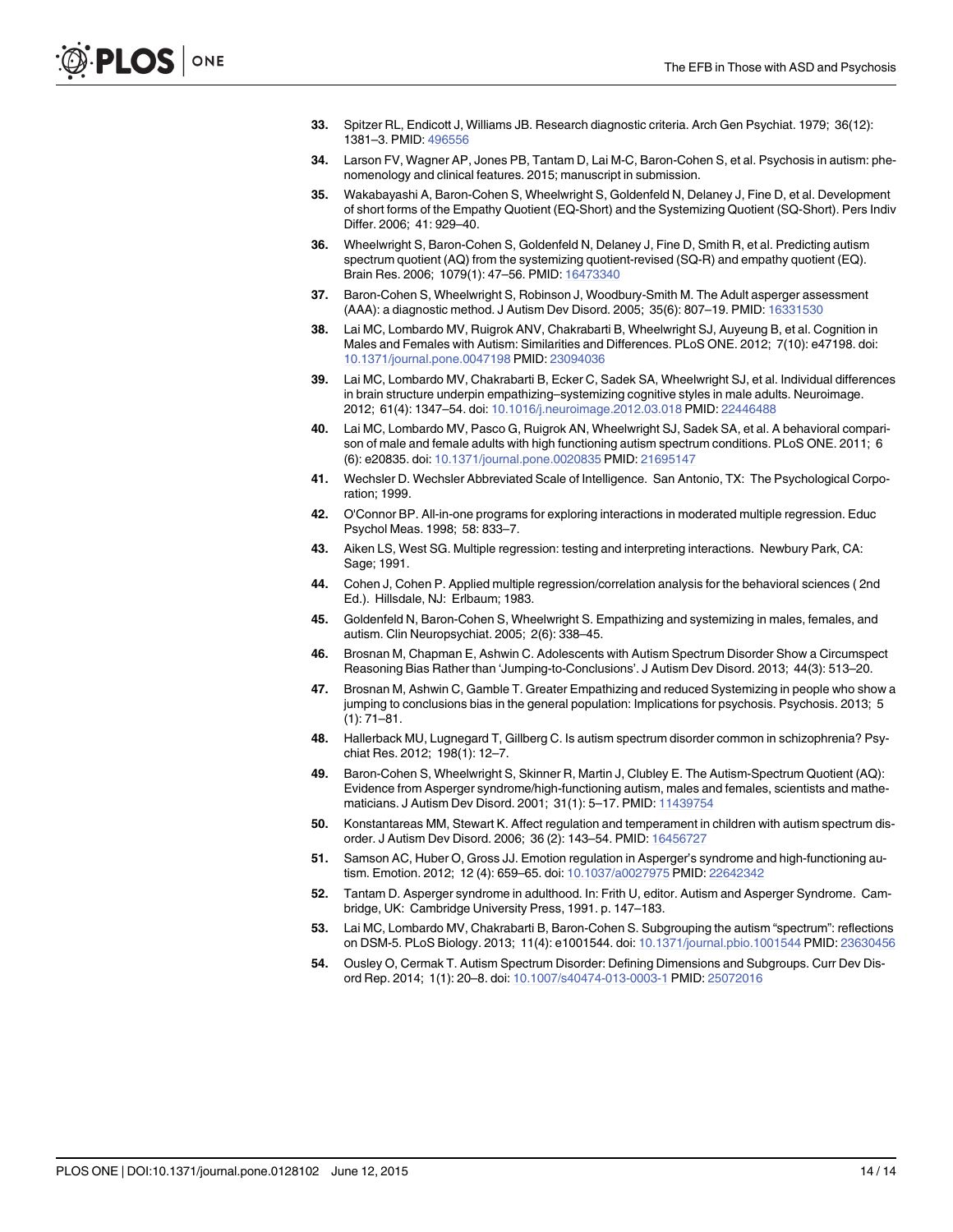33. Spitzer RL, Endicott J, Williams JB. Research diagnostic criteria. Arch Gen Psychiat. 1979; 36(12): 1381–3. PMID: 496556

34. Larson FV, Wagner AP, Jones PB, Tantam D, Lai M-C, Baron-Cohen S, et al. Psychosis in autism: phenomenology and clinical features. 2015; manuscript in submission.

35. Wakabayashi A, Baron-Cohen S, Wheelwright S, Goldenfeld N, Delaney J, Fine D, et al. Development of short forms of the Empathy Quotient (EQ-Short) and the Systemizing Quotient (SQ-Short). Pers Indiv Differ. 2006; 41: 929–40.

36. Wheelwright S, Baron-Cohen S, Goldenfeld N, Delaney J, Fine D, Smith R, et al. Predicting autism spectrum quotient (AQ) from the systemizing quotient-revised (SQ-R) and empathy quotient (EQ). Brain Res. 2006; 1079(1): 47–56. PMID: 16473340

37. Baron-Cohen S, Wheelwright S, Robinson J, Woodbury-Smith M. The Adult asperger assessment (AAA): a diagnostic method. J Autism Dev Disord. 2005; 35(6): 807–19. PMID: 16331530

38. Lai MC, Lombardo MV, Ruigrok ANV, Chakrabarti B, Wheelwright SJ, Auyeung B, et al. Cognition in Males and Females with Autism: Similarities and Differences. PLoS ONE. 2012; 7(10): e47198. doi: 10.1371/journal.pone.0047198 PMID: 23094036

39. Lai MC, Lombardo MV, Chakrabarti B, Ecker C, Sadek SA, Wheelwright SJ, et al. Individual differences in brain structure underpin empathizing–systemizing cognitive styles in male adults. Neuroimage. 2012; 61(4): 1347–54. doi: 10.1016/j.neuroimage.2012.03.018 PMID: 22446488

40. Lai MC, Lombardo MV, Pasco G, Ruigrok AN, Wheelwright SJ, Sadek SA, et al. A behavioral comparison of male and female adults with high functioning autism spectrum conditions. PLoS ONE. 2011; 6 (6): e20835. doi: 10.1371/journal.pone.0020835 PMID: 21695147

41. Wechsler D. Wechsler Abbreviated Scale of Intelligence. San Antonio, TX: The Psychological Corporation; 1999.

42. O'Connor BP. All-in-one programs for exploring interactions in moderated multiple regression. Educ Psychol Meas. 1998; 58: 833–7.

43. Aiken LS, West SG. Multiple regression: testing and interpreting interactions. Newbury Park, CA: Sage; 1991.

44. Cohen J, Cohen P. Applied multiple regression/correlation analysis for the behavioral sciences ( 2nd Ed.). Hillsdale, NJ: Erlbaum; 1983.

45. Goldenfeld N, Baron-Cohen S, Wheelwright S. Empathizing and systemizing in males, females, and autism. Clin Neuropsychiat. 2005; 2(6): 338–45.

46. Brosnan M, Chapman E, Ashwin C. Adolescents with Autism Spectrum Disorder Show a Circumspect Reasoning Bias Rather than 'Jumping-to-Conclusions'. J Autism Dev Disord. 2013; 44(3): 513–20.

47. Brosnan M, Ashwin C, Gamble T. Greater Empathizing and reduced Systemizing in people who show a jumping to conclusions bias in the general population: Implications for psychosis. Psychosis. 2013; 5 (1): 71–81.

48. Hallerback MU, Lugnegard T, Gillberg C. Is autism spectrum disorder common in schizophrenia? Psychiat Res. 2012; 198(1): 12–7.

49. Baron-Cohen S, Wheelwright S, Skinner R, Martin J, Clubley E. The Autism-Spectrum Quotient (AQ): Evidence from Asperger syndrome/high-functioning autism, males and females, scientists and mathematicians. J Autism Dev Disord. 2001; 31(1): 5–17. PMID: 11439754

50. Konstantareas MM, Stewart K. Affect regulation and temperament in children with autism spectrum disorder. J Autism Dev Disord. 2006; 36 (2): 143–54. PMID: 16456727

51. Samson AC, Huber O, Gross JJ. Emotion regulation in Asperger's syndrome and high-functioning autism. Emotion. 2012; 12 (4): 659–65. doi: 10.1037/a0027975 PMID: 22642342

52. Tantam D. Asperger syndrome in adulthood. In: Frith U, editor. Autism and Asperger Syndrome. Cambridge, UK: Cambridge University Press, 1991. p. 147–183.

53. Lai MC, Lombardo MV, Chakrabarti B, Baron-Cohen S. Subgrouping the autism "spectrum": reflections on DSM-5. PLoS Biology. 2013; 11(4): e1001544. doi: 10.1371/journal.pbio.1001544 PMID: 23630456

54. Ousley O, Cermak T. Autism Spectrum Disorder: Defining Dimensions and Subgroups. Curr Dev Disord Rep. 2014; 1(1): 20–8. doi: 10.1007/s40474-013-0003-1 PMID: 25072016